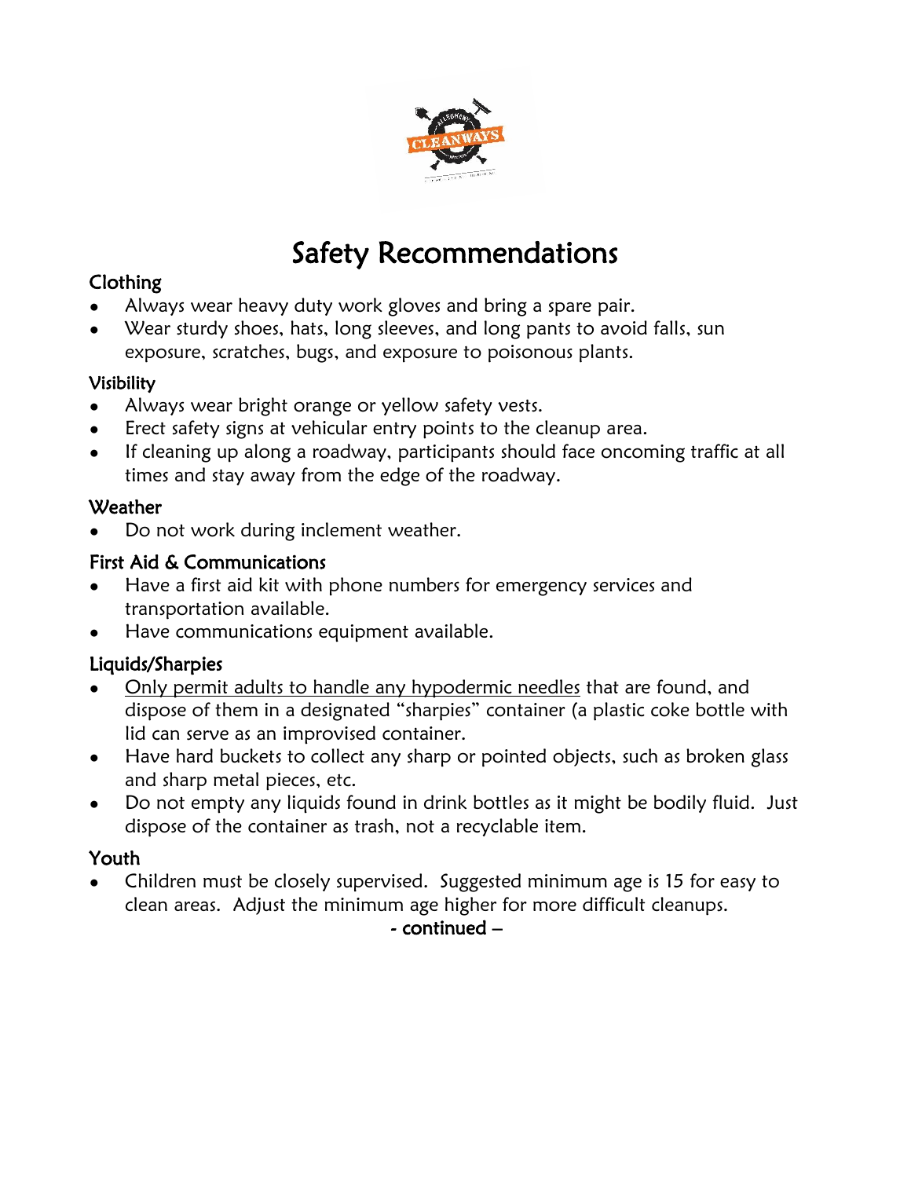# Safety Recommendations

## Clothing

- Always wear heavy duty work gloves and bring a spare pair.
- Wear sturdy shoes, hats, long sleeves, and long pants to avoid falls, sun exposure, scratches, bugs, and exposure to poisonous plants.

## Visibility

- Always wear bright orange or yellow safety vests.
- Erect safety signs at vehicular entry points to the cleanup area.
- If cleaning up along a roadway, participants should face oncoming traffic at all times and stay away from the edge of the roadway.

## Weather

- Do not work during inclement weather.

## First Aid & Communications

- Have a first aid kit with phone numbers for emergency services and transportation available.
- Have communications equipment available.

## Liquids/Sharpies

- <u>Only permit adults to handle any hypodermic needles</u> that are found, and dispose of them in a designated "sharpies" container (a plastic coke bottle with lid can serve as an improvised container.
- Have hard buckets to collect any sharp or pointed objects, such as broken glass and sharp metal pieces, etc.
- Do not empty any liquids found in drink bottles as it might be bodily fluid. Just dispose of the container as trash, not a recyclable item.

## Youth

- Children must be closely supervised. Suggested minimum age is 15 for easy to clean areas. Adjust the minimum age higher for more difficult cleanups.

**- continued –**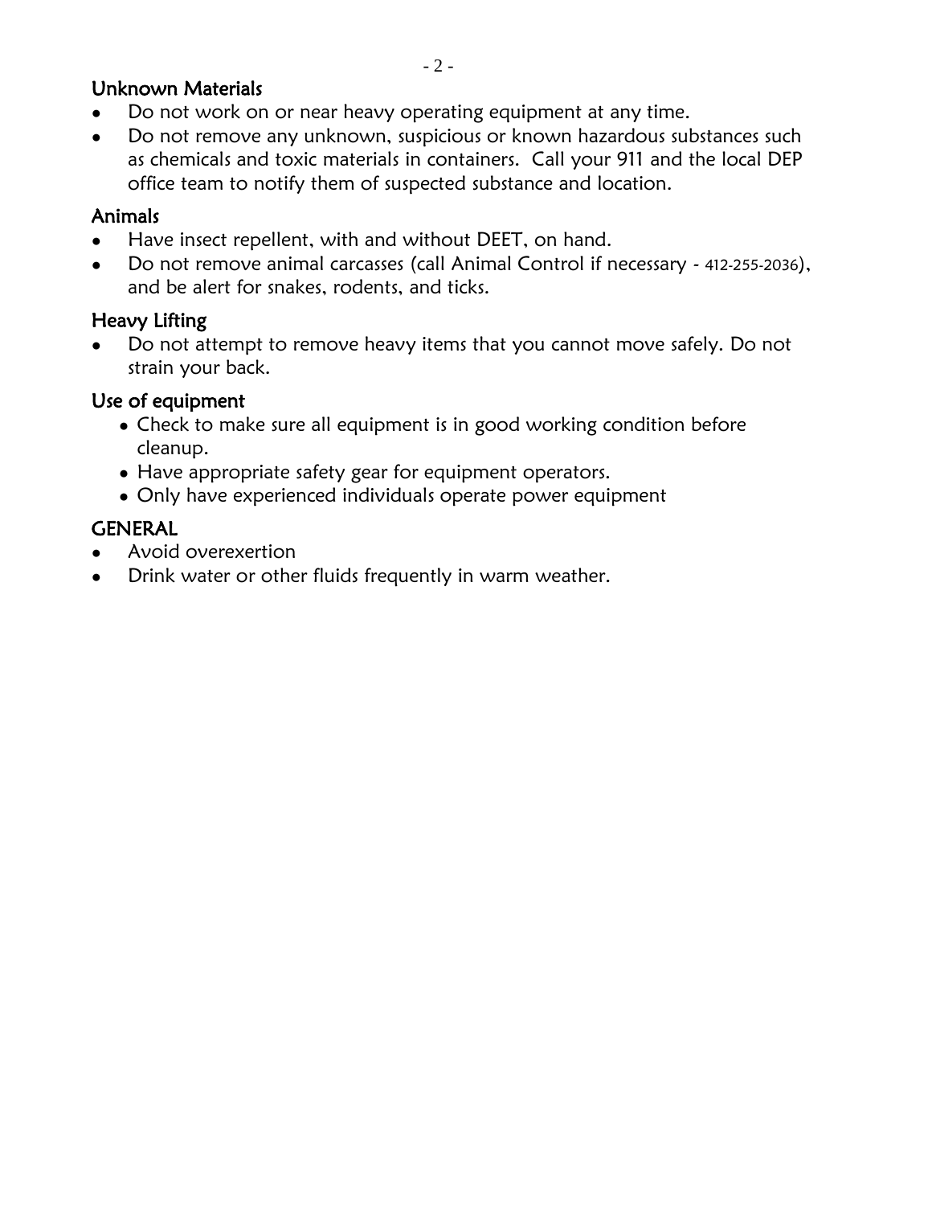## Unknown Materials

- Do not work on or near heavy operating equipment at any time.
- Do not remove any unknown, suspicious or known hazardous substances such as chemicals and toxic materials in containers. Call your 911 and the local DEP office team to notify them of suspected substance and location.

## Animals

- Have insect repellent, with and without DEET, on hand.
- Do not remove animal carcasses (call Animal Control if necessary - 412-255-2036), and be alert for snakes, rodents, and ticks.

## Heavy Lifting

- Do not attempt to remove heavy items that you cannot move safely. Do not strain your back.

## Use of equipment

- Check to make sure all equipment is in good working condition before cleanup.
- Have appropriate safety gear for equipment operators.
- Only have experienced individuals operate power equipment

## GENERAL

- Avoid overexertion
- Drink water or other fluids frequently in warm weather.